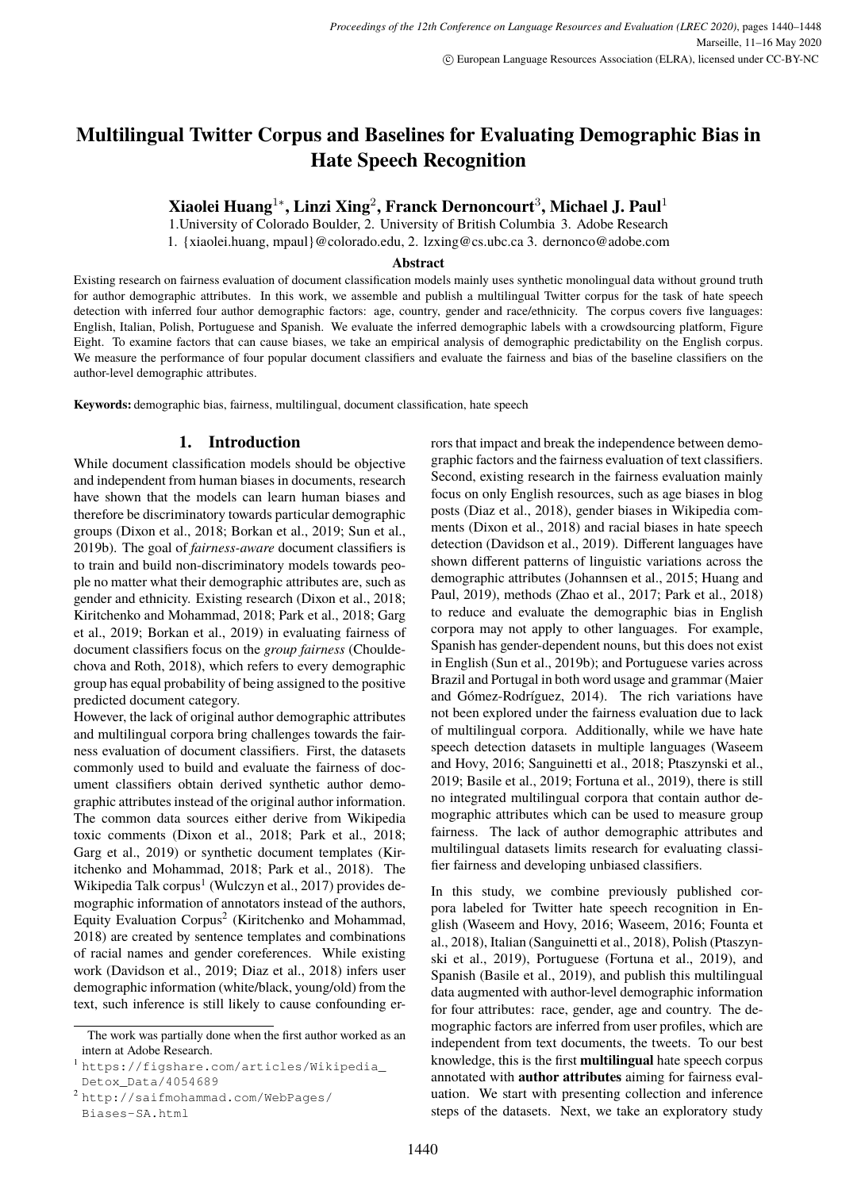# Multilingual Twitter Corpus and Baselines for Evaluating Demographic Bias in Hate Speech Recognition

**Xiaolei Huang[1*], Linzi Xing[2], Franck Dernoncourt[3], Michael J. Paul[1]**

1.University of Colorado Boulder, 2. University of British Columbia 3. Adobe Research

1. {xiaolei.huang, mpaul}@colorado.edu, 2. lzxing@cs.ubc.ca 3. dernonco@adobe.com

### Abstract

Existing research on fairness evaluation of document classification models mainly uses synthetic monolingual data without ground truth for author demographic attributes. In this work, we assemble and publish a multilingual Twitter corpus for the task of hate speech detection with inferred four author demographic factors: age, country, gender and race/ethnicity. The corpus covers five languages: English, Italian, Polish, Portuguese and Spanish. We evaluate the inferred demographic labels with a crowdsourcing platform, Figure Eight. To examine factors that can cause biases, we take an empirical analysis of demographic predictability on the English corpus. We measure the performance of four popular document classifiers and evaluate the fairness and bias of the baseline classifiers on the author-level demographic attributes.

**Keywords:** demographic bias, fairness, multilingual, document classification, hate speech

## 1. Introduction

While document classification models should be objective and independent from human biases in documents, research have shown that the models can learn human biases and therefore be discriminatory towards particular demographic groups (Dixon et al., 2018; Borkan et al., 2019; Sun et al., 2019b). The goal of *fairness-aware* document classifiers is to train and build non-discriminatory models towards people no matter what their demographic attributes are, such as gender and ethnicity. Existing research (Dixon et al., 2018; Kiritchenko and Mohammad, 2018; Park et al., 2018; Garg et al., 2019; Borkan et al., 2019) in evaluating fairness of document classifiers focus on the *group fairness* (Chouldechova and Roth, 2018), which refers to every demographic group has equal probability of being assigned to the positive predicted document category.

However, the lack of original author demographic attributes and multilingual corpora bring challenges towards the fairness evaluation of document classifiers. First, the datasets commonly used to build and evaluate the fairness of document classifiers obtain derived synthetic author demographic attributes instead of the original author information. The common data sources either derive from Wikipedia toxic comments (Dixon et al., 2018; Park et al., 2018; Garg et al., 2019) or synthetic document templates (Kiritchenko and Mohammad, 2018; Park et al., 2018). The Wikipedia Talk corpus[1] (Wulczyn et al., 2017) provides demographic information of annotators instead of the authors, Equity Evaluation Corpus[2] (Kiritchenko and Mohammad, 2018) are created by sentence templates and combinations of racial names and gender coreferences. While existing work (Davidson et al., 2019; Diaz et al., 2018) infers user demographic information (white/black, young/old) from the text, such inference is still likely to cause confounding errors that impact and break the independence between demographic factors and the fairness evaluation of text classifiers. Second, existing research in the fairness evaluation mainly focus on only English resources, such as age biases in blog posts (Diaz et al., 2018), gender biases in Wikipedia comments (Dixon et al., 2018) and racial biases in hate speech detection (Davidson et al., 2019). Different languages have shown different patterns of linguistic variations across the demographic attributes (Johannsen et al., 2015; Huang and Paul, 2019), methods (Zhao et al., 2017; Park et al., 2018) to reduce and evaluate the demographic bias in English corpora may not apply to other languages. For example, Spanish has gender-dependent nouns, but this does not exist in English (Sun et al., 2019b); and Portuguese varies across Brazil and Portugal in both word usage and grammar (Maier and Gómez-Rodríguez, 2014). The rich variations have not been explored under the fairness evaluation due to lack of multilingual corpora. Additionally, while we have hate speech detection datasets in multiple languages (Waseem and Hovy, 2016; Sanguinetti et al., 2018; Ptaszynski et al., 2019; Basile et al., 2019; Fortuna et al., 2019), there is still no integrated multilingual corpora that contain author demographic attributes which can be used to measure group fairness. The lack of author demographic attributes and multilingual datasets limits research for evaluating classifier fairness and developing unbiased classifiers.

In this study, we combine previously published corpora labeled for Twitter hate speech recognition in English (Waseem and Hovy, 2016; Waseem, 2016; Founta et al., 2018), Italian (Sanguinetti et al., 2018), Polish (Ptaszynski et al., 2019), Portuguese (Fortuna et al., 2019), and Spanish (Basile et al., 2019), and publish this multilingual data augmented with author-level demographic information for four attributes: race, gender, age and country. The demographic factors are inferred from user profiles, which are independent from text documents, the tweets. To our best knowledge, this is the first **multilingual** hate speech corpus annotated with **author attributes** aiming for fairness evaluation. We start with presenting collection and inference steps of the datasets. Next, we take an exploratory study

---

*The work was partially done when the first author worked as an intern at Adobe Research.

[1] https://figshare.com/articles/Wikipedia_Detox_Data/4054689

[2] http://saifmohammad.com/WebPages/Biases-SA.html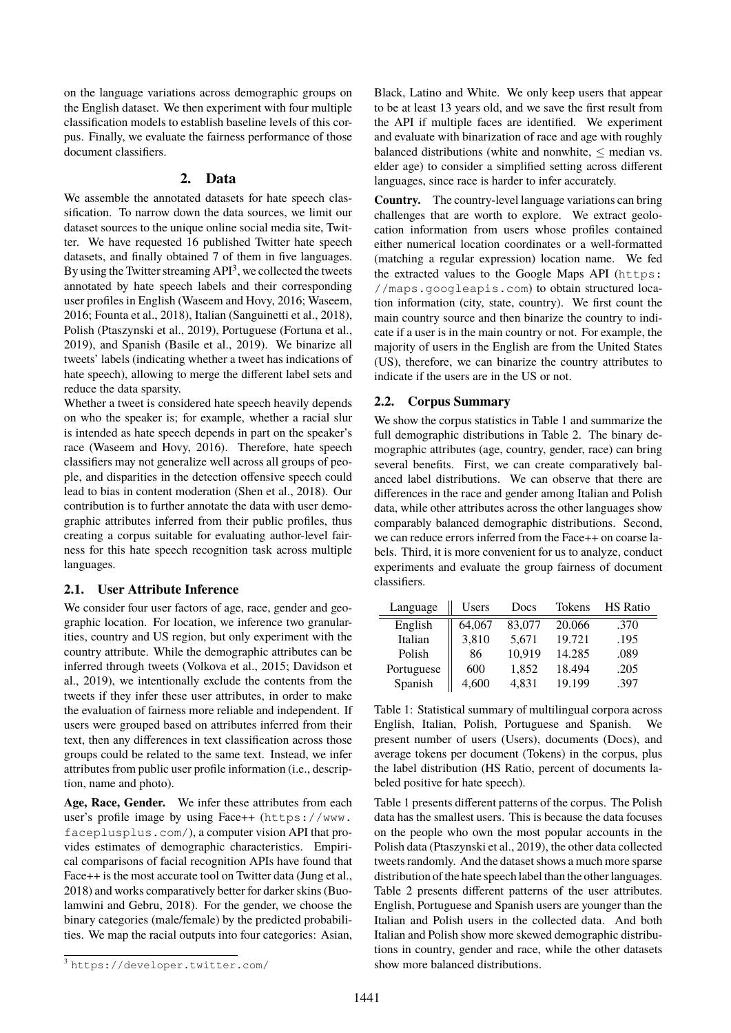on the language variations across demographic groups on the English dataset. We then experiment with four multiple classification models to establish baseline levels of this corpus. Finally, we evaluate the fairness performance of those document classifiers.

## 2. Data

We assemble the annotated datasets for hate speech classification. To narrow down the data sources, we limit our dataset sources to the unique online social media site, Twitter. We have requested 16 published Twitter hate speech datasets, and finally obtained 7 of them in five languages. By using the Twitter streaming API[3], we collected the tweets annotated by hate speech labels and their corresponding user profiles in English (Waseem and Hovy, 2016; Waseem, 2016; Founta et al., 2018), Italian (Sanguinetti et al., 2018), Polish (Ptaszynski et al., 2019), Portuguese (Fortuna et al., 2019), and Spanish (Basile et al., 2019). We binarize all tweets' labels (indicating whether a tweet has indications of hate speech), allowing to merge the different label sets and reduce the data sparsity.

Whether a tweet is considered hate speech heavily depends on who the speaker is; for example, whether a racial slur is intended as hate speech depends in part on the speaker's race (Waseem and Hovy, 2016). Therefore, hate speech classifiers may not generalize well across all groups of people, and disparities in the detection offensive speech could lead to bias in content moderation (Shen et al., 2018). Our contribution is to further annotate the data with user demographic attributes inferred from their public profiles, thus creating a corpus suitable for evaluating author-level fairness for this hate speech recognition task across multiple languages.

### 2.1. User Attribute Inference

We consider four user factors of age, race, gender and geographic location. For location, we inference two granularities, country and US region, but only experiment with the country attribute. While the demographic attributes can be inferred through tweets (Volkova et al., 2015; Davidson et al., 2019), we intentionally exclude the contents from the tweets if they infer these user attributes, in order to make the evaluation of fairness more reliable and independent. If users were grouped based on attributes inferred from their text, then any differences in text classification across those groups could be related to the same text. Instead, we infer attributes from public user profile information (i.e., description, name and photo).

**Age, Race, Gender.** We infer these attributes from each user's profile image by using Face++ (https://www.faceplusplus.com/), a computer vision API that provides estimates of demographic characteristics. Empirical comparisons of facial recognition APIs have found that Face++ is the most accurate tool on Twitter data (Jung et al., 2018) and works comparatively better for darker skins (Buolamwini and Gebru, 2018). For the gender, we choose the binary categories (male/female) by the predicted probabilities. We map the racial outputs into four categories: Asian, Black, Latino and White. We only keep users that appear to be at least 13 years old, and we save the first result from the API if multiple faces are identified. We experiment and evaluate with binarization of race and age with roughly balanced distributions (white and nonwhite, $\leq$ median vs. elder age) to consider a simplified setting across different languages, since race is harder to infer accurately.

**Country.** The country-level language variations can bring challenges that are worth to explore. We extract geolocation information from users whose profiles contained either numerical location coordinates or a well-formatted (matching a regular expression) location name. We fed the extracted values to the Google Maps API (https://maps.googleapis.com) to obtain structured location information (city, state, country). We first count the main country source and then binarize the country to indicate if a user is in the main country or not. For example, the majority of users in the English are from the United States (US), therefore, we can binarize the country attributes to indicate if the users are in the US or not.

### 2.2. Corpus Summary

We show the corpus statistics in Table 1 and summarize the full demographic distributions in Table 2. The binary demographic attributes (age, country, gender, race) can bring several benefits. First, we can create comparatively balanced label distributions. We can observe that there are differences in the race and gender among Italian and Polish data, while other attributes across the other languages show comparably balanced demographic distributions. Second, we can reduce errors inferred from the Face++ on coarse labels. Third, it is more convenient for us to analyze, conduct experiments and evaluate the group fairness of document classifiers.

| Language | Users | Docs | Tokens | HS Ratio |
|---|---|---|---|---|
| English | 64,067 | 83,077 | 20.066 | .370 |
| Italian | 3,810 | 5,671 | 19.721 | .195 |
| Polish | 86 | 10,919 | 14.285 | .089 |
| Portuguese | 600 | 1,852 | 18.494 | .205 |
| Spanish | 4,600 | 4,831 | 19.199 | .397 |

Table 1: Statistical summary of multilingual corpora across English, Italian, Polish, Portuguese and Spanish. We present number of users (Users), documents (Docs), and average tokens per document (Tokens) in the corpus, plus the label distribution (HS Ratio, percent of documents labeled positive for hate speech).

Table 1 presents different patterns of the corpus. The Polish data has the smallest users. This is because the data focuses on the people who own the most popular accounts in the Polish data (Ptaszynski et al., 2019), the other data collected tweets randomly. And the dataset shows a much more sparse distribution of the hate speech label than the other languages. Table 2 presents different patterns of the user attributes. English, Portuguese and Spanish users are younger than the Italian and Polish users in the collected data. And both Italian and Polish show more skewed demographic distributions in country, gender and race, while the other datasets show more balanced distributions.

[3] https://developer.twitter.com/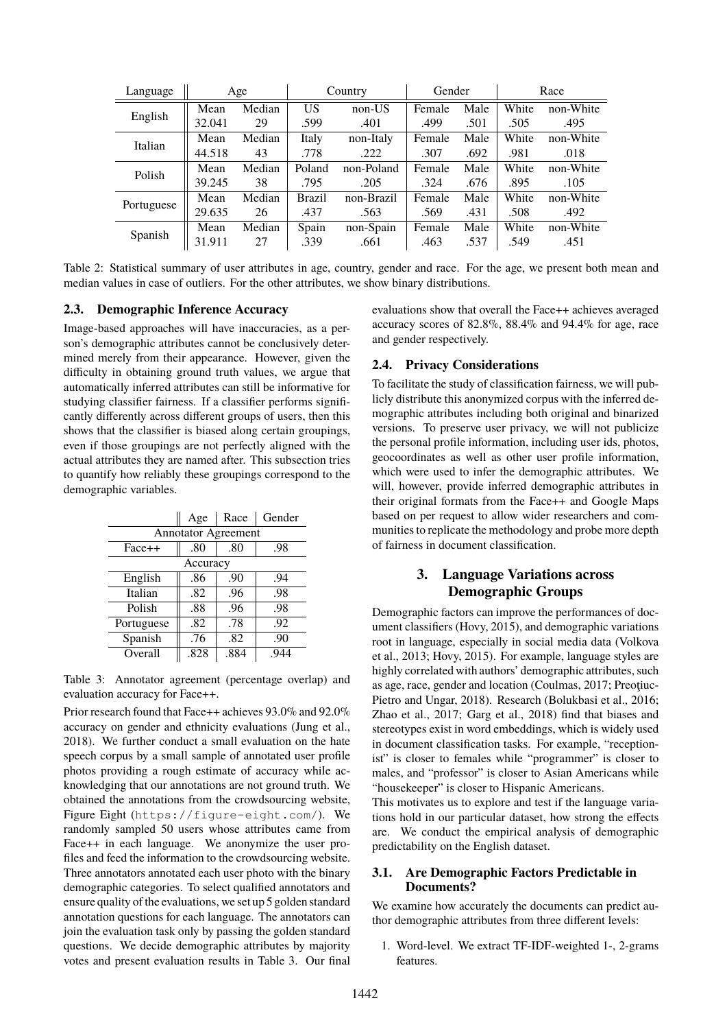| Language | Age | | Country | | Gender | | Race | |
|---|---|---|---|---|---|---|---|---|
| English | Mean | Median | US | non-US | Female | Male | White | non-White |
| | 32.041 | 29 | .599 | .401 | .499 | .501 | .505 | .495 |
| Italian | Mean | Median | Italy | non-Italy | Female | Male | White | non-White |
| | 44.518 | 43 | .778 | .222 | .307 | .692 | .981 | .018 |
| Polish | Mean | Median | Poland | non-Poland | Female | Male | White | non-White |
| | 39.245 | 38 | .795 | .205 | .324 | .676 | .895 | .105 |
| Portuguese | Mean | Median | Brazil | non-Brazil | Female | Male | White | non-White |
| | 29.635 | 26 | .437 | .563 | .569 | .431 | .508 | .492 |
| Spanish | Mean | Median | Spain | non-Spain | Female | Male | White | non-White |
| | 31.911 | 27 | .339 | .661 | .463 | .537 | .549 | .451 |

Table 2: Statistical summary of user attributes in age, country, gender and race. For the age, we present both mean and median values in case of outliers. For the other attributes, we show binary distributions.

### 2.3. Demographic Inference Accuracy

Image-based approaches will have inaccuracies, as a person's demographic attributes cannot be conclusively determined merely from their appearance. However, given the difficulty in obtaining ground truth values, we argue that automatically inferred attributes can still be informative for studying classifier fairness. If a classifier performs significantly differently across different groups of users, then this shows that the classifier is biased along certain groupings, even if those groupings are not perfectly aligned with the actual attributes they are named after. This subsection tries to quantify how reliably these groupings correspond to the demographic variables.

| | Age | Race | Gender |
|---|---|---|---|
| Annotator Agreement | | | |
| Face++ | .80 | .80 | .98 |
| Accuracy | | | |
| English | .86 | .90 | .94 |
| Italian | .82 | .96 | .98 |
| Polish | .88 | .96 | .98 |
| Portuguese | .82 | .78 | .92 |
| Spanish | .76 | .82 | .90 |
| Overall | .828 | .884 | .944 |

Table 3: Annotator agreement (percentage overlap) and evaluation accuracy for Face++.

Prior research found that Face++ achieves 93.0% and 92.0% accuracy on gender and ethnicity evaluations (Jung et al., 2018). We further conduct a small evaluation on the hate speech corpus by a small sample of annotated user profile photos providing a rough estimate of accuracy while acknowledging that our annotations are not ground truth. We obtained the annotations from the crowdsourcing website, Figure Eight (https://figure-eight.com/). We randomly sampled 50 users whose attributes came from Face++ in each language. We anonymize the user profiles and feed the information to the crowdsourcing website. Three annotators annotated each user photo with the binary demographic categories. To select qualified annotators and ensure quality of the evaluations, we set up 5 golden standard annotation questions for each language. The annotators can join the evaluation task only by passing the golden standard questions. We decide demographic attributes by majority votes and present evaluation results in Table 3. Our final evaluations show that overall the Face++ achieves averaged accuracy scores of 82.8%, 88.4% and 94.4% for age, race and gender respectively.

### 2.4. Privacy Considerations

To facilitate the study of classification fairness, we will publicly distribute this anonymized corpus with the inferred demographic attributes including both original and binarized versions. To preserve user privacy, we will not publicize the personal profile information, including user ids, photos, geocoordinates as well as other user profile information, which were used to infer the demographic attributes. We will, however, provide inferred demographic attributes in their original formats from the Face++ and Google Maps based on per request to allow wider researchers and communities to replicate the methodology and probe more depth of fairness in document classification.

## 3. Language Variations across Demographic Groups

Demographic factors can improve the performances of document classifiers (Hovy, 2015), and demographic variations root in language, especially in social media data (Volkova et al., 2013; Hovy, 2015). For example, language styles are highly correlated with authors' demographic attributes, such as age, race, gender and location (Coulmas, 2017; Preoţiuc-Pietro and Ungar, 2018). Research (Bolukbasi et al., 2016; Zhao et al., 2017; Garg et al., 2018) find that biases and stereotypes exist in word embeddings, which is widely used in document classification tasks. For example, "receptionist" is closer to females while "programmer" is closer to males, and "professor" is closer to Asian Americans while "housekeeper" is closer to Hispanic Americans.

This motivates us to explore and test if the language variations hold in our particular dataset, how strong the effects are. We conduct the empirical analysis of demographic predictability on the English dataset.

### 3.1. Are Demographic Factors Predictable in Documents?

We examine how accurately the documents can predict author demographic attributes from three different levels:

1. Word-level. We extract TF-IDF-weighted 1-, 2-grams features.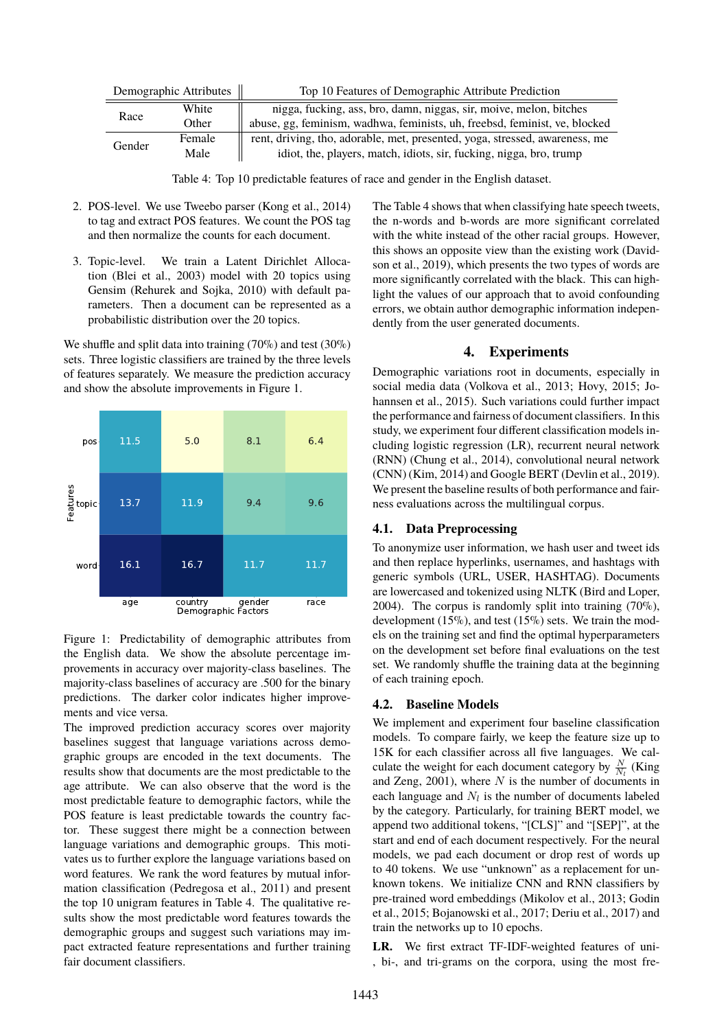| Demographic Attributes | | Top 10 Features of Demographic Attribute Prediction |
|---|---|---|
| Race | White | nigga, fucking, ass, bro, damn, niggas, sir, moive, melon, bitches |
| | Other | abuse, gg, feminism, wadhwa, feminists, uh, freebsd, feminist, ve, blocked |
| Gender | Female | rent, driving, tho, adorable, met, presented, yoga, stressed, awareness, me |
| | Male | idiot, the, players, match, idiots, sir, fucking, nigga, bro, trump |

Table 4: Top 10 predictable features of race and gender in the English dataset.

2. POS-level. We use Tweebo parser (Kong et al., 2014) to tag and extract POS features. We count the POS tag and then normalize the counts for each document.

3. Topic-level. We train a Latent Dirichlet Allocation (Blei et al., 2003) model with 20 topics using Gensim (Rehurek and Sojka, 2010) with default parameters. Then a document can be represented as a probabilistic distribution over the 20 topics.

We shuffle and split data into training (70%) and test (30%) sets. Three logistic classifiers are trained by the three levels of features separately. We measure the prediction accuracy and show the absolute improvements in Figure 1.

| Features | age | country | gender | race |
|---|---|---|---|---|
| pos | 11.5 | 5.0 | 8.1 | 6.4 |
| topic | 13.7 | 11.9 | 9.4 | 9.6 |
| word | 16.1 | 16.7 | 11.7 | 11.7 |

Figure 1: Predictability of demographic attributes from the English data. We show the absolute percentage improvements in accuracy over majority-class baselines. The majority-class baselines of accuracy are .500 for the binary predictions. The darker color indicates higher improvements and vice versa.

The improved prediction accuracy scores over majority baselines suggest that language variations across demographic groups are encoded in the text documents. The results show that documents are the most predictable to the age attribute. We can also observe that the word is the most predictable feature to demographic factors, while the POS feature is least predictable towards the country factor. These suggest there might be a connection between language variations and demographic groups. This motivates us to further explore the language variations based on word features. We rank the word features by mutual information classification (Pedregosa et al., 2011) and present the top 10 unigram features in Table 4. The qualitative results show the most predictable word features towards the demographic groups and suggest such variations may impact extracted feature representations and further training fair document classifiers.

The Table 4 shows that when classifying hate speech tweets, the n-words and b-words are more significant correlated with the white instead of the other racial groups. However, this shows an opposite view than the existing work (Davidson et al., 2019), which presents the two types of words are more significantly correlated with the black. This can highlight the values of our approach that to avoid confounding errors, we obtain author demographic information independently from the user generated documents.

## 4. Experiments

Demographic variations root in documents, especially in social media data (Volkova et al., 2013; Hovy, 2015; Johannsen et al., 2015). Such variations could further impact the performance and fairness of document classifiers. In this study, we experiment four different classification models including logistic regression (LR), recurrent neural network (RNN) (Chung et al., 2014), convolutional neural network (CNN) (Kim, 2014) and Google BERT (Devlin et al., 2019). We present the baseline results of both performance and fairness evaluations across the multilingual corpus.

### 4.1. Data Preprocessing

To anonymize user information, we hash user and tweet ids and then replace hyperlinks, usernames, and hashtags with generic symbols (URL, USER, HASHTAG). Documents are lowercased and tokenized using NLTK (Bird and Loper, 2004). The corpus is randomly split into training (70%), development (15%), and test (15%) sets. We train the models on the training set and find the optimal hyperparameters on the development set before final evaluations on the test set. We randomly shuffle the training data at the beginning of each training epoch.

### 4.2. Baseline Models

We implement and experiment four baseline classification models. To compare fairly, we keep the feature size up to 15K for each classifier across all five languages. We calculate the weight for each document category by $\frac{N}{N_l}$ (King and Zeng, 2001), where $N$ is the number of documents in each language and $N_l$ is the number of documents labeled by the category. Particularly, for training BERT model, we append two additional tokens, "[CLS]" and "[SEP]", at the start and end of each document respectively. For the neural models, we pad each document or drop rest of words up to 40 tokens. We use "unknown" as a replacement for unknown tokens. We initialize CNN and RNN classifiers by pre-trained word embeddings (Mikolov et al., 2013; Godin et al., 2015; Bojanowski et al., 2017; Deriu et al., 2017) and train the networks up to 10 epochs.

**LR.** We first extract TF-IDF-weighted features of uni-, bi-, and tri-grams on the corpora, using the most fre-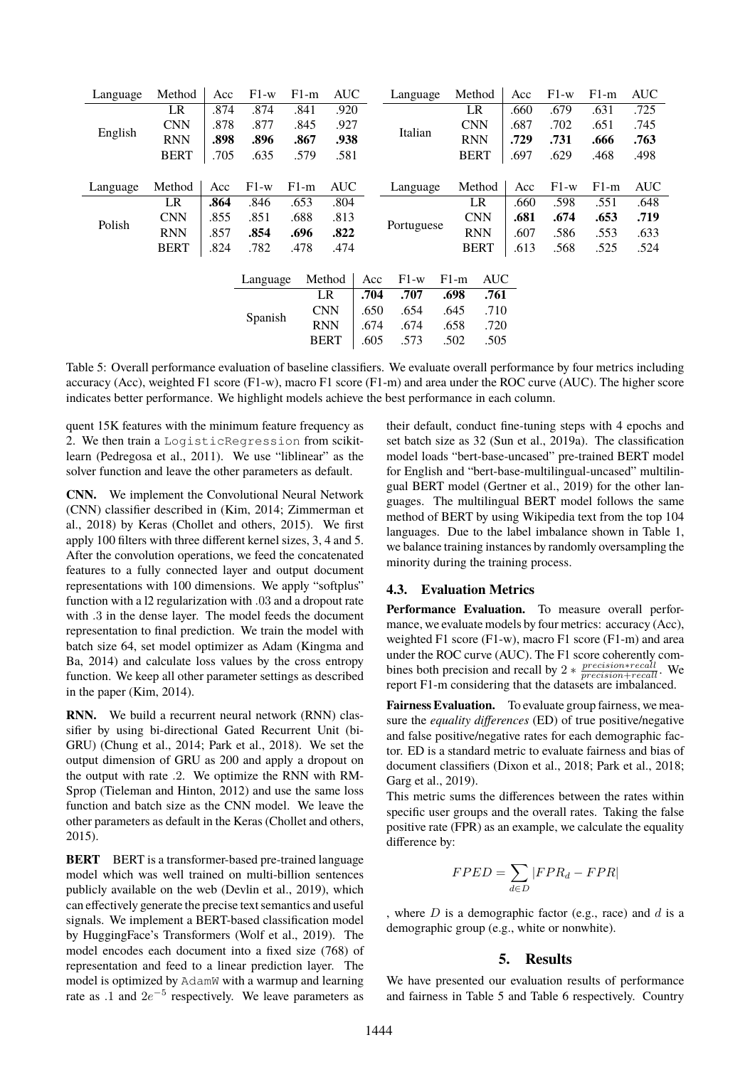| Language | Method | Acc | F1-w | F1-m | AUC |
|---|---|---|---|---|---|
| English | LR | .874 | .874 | .841 | .920 |
| | CNN | .878 | .877 | .845 | .927 |
| | RNN | **.898** | **.896** | **.867** | **.938** |
| | BERT | .705 | .635 | .579 | .581 |

| Language | Method | Acc | F1-w | F1-m | AUC |
|---|---|---|---|---|---|
| Italian | LR | .660 | .679 | .631 | .725 |
| | CNN | .687 | .702 | .651 | .745 |
| | RNN | **.729** | **.731** | **.666** | **.763** |
| | BERT | .697 | .629 | .468 | .498 |

| Language | Method | Acc | F1-w | F1-m | AUC |
|---|---|---|---|---|---|
| Polish | LR | **.864** | .846 | .653 | .804 |
| | CNN | .855 | .851 | .688 | .813 |
| | RNN | .857 | **.854** | **.696** | **.822** |
| | BERT | .824 | .782 | .478 | .474 |

| Language | Method | Acc | F1-w | F1-m | AUC |
|---|---|---|---|---|---|
| Portuguese | LR | .660 | .598 | .551 | .648 |
| | CNN | **.681** | **.674** | **.653** | **.719** |
| | RNN | .607 | .586 | .553 | .633 |
| | BERT | .613 | .568 | .525 | .524 |

| Language | Method | Acc | F1-w | F1-m | AUC |
|---|---|---|---|---|---|
| Spanish | LR | **.704** | **.707** | **.698** | **.761** |
| | CNN | .650 | .654 | .645 | .710 |
| | RNN | .674 | .674 | .658 | .720 |
| | BERT | .605 | .573 | .502 | .505 |

Table 5: Overall performance evaluation of baseline classifiers. We evaluate overall performance by four metrics including accuracy (Acc), weighted F1 score (F1-w), macro F1 score (F1-m) and area under the ROC curve (AUC). The higher score indicates better performance. We highlight models achieve the best performance in each column.

quent 15K features with the minimum feature frequency as 2. We then train a LogisticRegression from scikit-learn (Pedregosa et al., 2011). We use "liblinear" as the solver function and leave the other parameters as default.

**CNN.** We implement the Convolutional Neural Network (CNN) classifier described in (Kim, 2014; Zimmerman et al., 2018) by Keras (Chollet and others, 2015). We first apply 100 filters with three different kernel sizes, 3, 4 and 5. After the convolution operations, we feed the concatenated features to a fully connected layer and output document representations with 100 dimensions. We apply "softplus" function with a l2 regularization with .03 and a dropout rate with .3 in the dense layer. The model feeds the document representation to final prediction. We train the model with batch size 64, set model optimizer as Adam (Kingma and Ba, 2014) and calculate loss values by the cross entropy function. We keep all other parameter settings as described in the paper (Kim, 2014).

**RNN.** We build a recurrent neural network (RNN) classifier by using bi-directional Gated Recurrent Unit (bi-GRU) (Chung et al., 2014; Park et al., 2018). We set the output dimension of GRU as 200 and apply a dropout on the output with rate .2. We optimize the RNN with RM-Sprop (Tieleman and Hinton, 2012) and use the same loss function and batch size as the CNN model. We leave the other parameters as default in the Keras (Chollet and others, 2015).

**BERT** BERT is a transformer-based pre-trained language model which was well trained on multi-billion sentences publicly available on the web (Devlin et al., 2019), which can effectively generate the precise text semantics and useful signals. We implement a BERT-based classification model by HuggingFace's Transformers (Wolf et al., 2019). The model encodes each document into a fixed size (768) of representation and feed to a linear prediction layer. The model is optimized by AdamW with a warmup and learning rate as .1 and $2e^{-5}$ respectively. We leave parameters as their default, conduct fine-tuning steps with 4 epochs and set batch size as 32 (Sun et al., 2019a). The classification model loads "bert-base-uncased" pre-trained BERT model for English and "bert-base-multilingual-uncased" multilingual BERT model (Gertner et al., 2019) for the other languages. The multilingual BERT model follows the same method of BERT by using Wikipedia text from the top 104 languages. Due to the label imbalance shown in Table 1, we balance training instances by randomly oversampling the minority during the training process.

### 4.3. Evaluation Metrics

**Performance Evaluation.** To measure overall performance, we evaluate models by four metrics: accuracy (Acc), weighted F1 score (F1-w), macro F1 score (F1-m) and area under the ROC curve (AUC). The F1 score coherently combines both precision and recall by $2 * \frac{precision*recall}{precision+recall}$. We report F1-m considering that the datasets are imbalanced.

**Fairness Evaluation.** To evaluate group fairness, we measure the *equality differences* (ED) of true positive/negative and false positive/negative rates for each demographic factor. ED is a standard metric to evaluate fairness and bias of document classifiers (Dixon et al., 2018; Park et al., 2018; Garg et al., 2019).

This metric sums the differences between the rates within specific user groups and the overall rates. Taking the false positive rate (FPR) as an example, we calculate the equality difference by:

$$FPED = \sum_{d \in D} |FPR_d - FPR|$$

, where $D$ is a demographic factor (e.g., race) and $d$ is a demographic group (e.g., white or nonwhite).

## 5. Results

We have presented our evaluation results of performance and fairness in Table 5 and Table 6 respectively. Country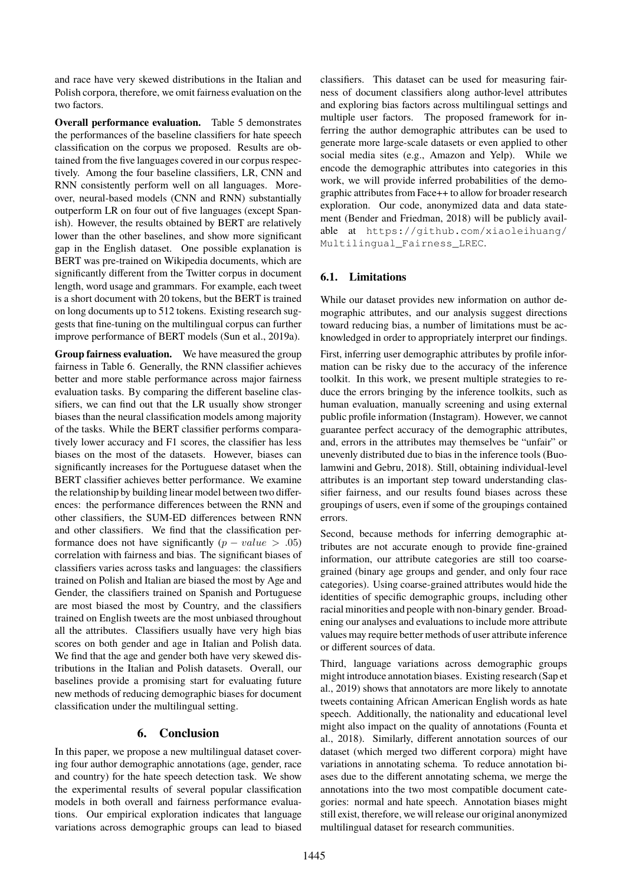and race have very skewed distributions in the Italian and Polish corpora, therefore, we omit fairness evaluation on the two factors.

**Overall performance evaluation.** Table 5 demonstrates the performances of the baseline classifiers for hate speech classification on the corpus we proposed. Results are obtained from the five languages covered in our corpus respectively. Among the four baseline classifiers, LR, CNN and RNN consistently perform well on all languages. Moreover, neural-based models (CNN and RNN) substantially outperform LR on four out of five languages (except Spanish). However, the results obtained by BERT are relatively lower than the other baselines, and show more significant gap in the English dataset. One possible explanation is BERT was pre-trained on Wikipedia documents, which are significantly different from the Twitter corpus in document length, word usage and grammars. For example, each tweet is a short document with 20 tokens, but the BERT is trained on long documents up to 512 tokens. Existing research suggests that fine-tuning on the multilingual corpus can further improve performance of BERT models (Sun et al., 2019a).

**Group fairness evaluation.** We have measured the group fairness in Table 6. Generally, the RNN classifier achieves better and more stable performance across major fairness evaluation tasks. By comparing the different baseline classifiers, we can find out that the LR usually show stronger biases than the neural classification models among majority of the tasks. While the BERT classifier performs comparatively lower accuracy and F1 scores, the classifier has less biases on the most of the datasets. However, biases can significantly increases for the Portuguese dataset when the BERT classifier achieves better performance. We examine the relationship by building linear model between two differences: the performance differences between the RNN and other classifiers, the SUM-ED differences between RNN and other classifiers. We find that the classification performance does not have significantly ($p - value > .05$) correlation with fairness and bias. The significant biases of classifiers varies across tasks and languages: the classifiers trained on Polish and Italian are biased the most by Age and Gender, the classifiers trained on Spanish and Portuguese are most biased the most by Country, and the classifiers trained on English tweets are the most unbiased throughout all the attributes. Classifiers usually have very high bias scores on both gender and age in Italian and Polish data. We find that the age and gender both have very skewed distributions in the Italian and Polish datasets. Overall, our baselines provide a promising start for evaluating future new methods of reducing demographic biases for document classification under the multilingual setting.

## 6. Conclusion

In this paper, we propose a new multilingual dataset covering four author demographic annotations (age, gender, race and country) for the hate speech detection task. We show the experimental results of several popular classification models in both overall and fairness performance evaluations. Our empirical exploration indicates that language variations across demographic groups can lead to biased classifiers. This dataset can be used for measuring fairness of document classifiers along author-level attributes and exploring bias factors across multilingual settings and multiple user factors. The proposed framework for inferring the author demographic attributes can be used to generate more large-scale datasets or even applied to other social media sites (e.g., Amazon and Yelp). While we encode the demographic attributes into categories in this work, we will provide inferred probabilities of the demographic attributes from Face++ to allow for broader research exploration. Our code, anonymized data and data statement (Bender and Friedman, 2018) will be publicly available at `https://github.com/xiaoleihuang/Multilingual_Fairness_LREC`.

### 6.1. Limitations

While our dataset provides new information on author demographic attributes, and our analysis suggest directions toward reducing bias, a number of limitations must be acknowledged in order to appropriately interpret our findings.

First, inferring user demographic attributes by profile information can be risky due to the accuracy of the inference toolkit. In this work, we present multiple strategies to reduce the errors bringing by the inference toolkits, such as human evaluation, manually screening and using external public profile information (Instagram). However, we cannot guarantee perfect accuracy of the demographic attributes, and, errors in the attributes may themselves be "unfair" or unevenly distributed due to bias in the inference tools (Buolamwini and Gebru, 2018). Still, obtaining individual-level attributes is an important step toward understanding classifier fairness, and our results found biases across these groupings of users, even if some of the groupings contained errors.

Second, because methods for inferring demographic attributes are not accurate enough to provide fine-grained information, our attribute categories are still too coarse-grained (binary age groups and gender, and only four race categories). Using coarse-grained attributes would hide the identities of specific demographic groups, including other racial minorities and people with non-binary gender. Broadening our analyses and evaluations to include more attribute values may require better methods of user attribute inference or different sources of data.

Third, language variations across demographic groups might introduce annotation biases. Existing research (Sap et al., 2019) shows that annotators are more likely to annotate tweets containing African American English words as hate speech. Additionally, the nationality and educational level might also impact on the quality of annotations (Founta et al., 2018). Similarly, different annotation sources of our dataset (which merged two different corpora) might have variations in annotating schema. To reduce annotation biases due to the different annotating schema, we merge the annotations into the two most compatible document categories: normal and hate speech. Annotation biases might still exist, therefore, we will release our original anonymized multilingual dataset for research communities.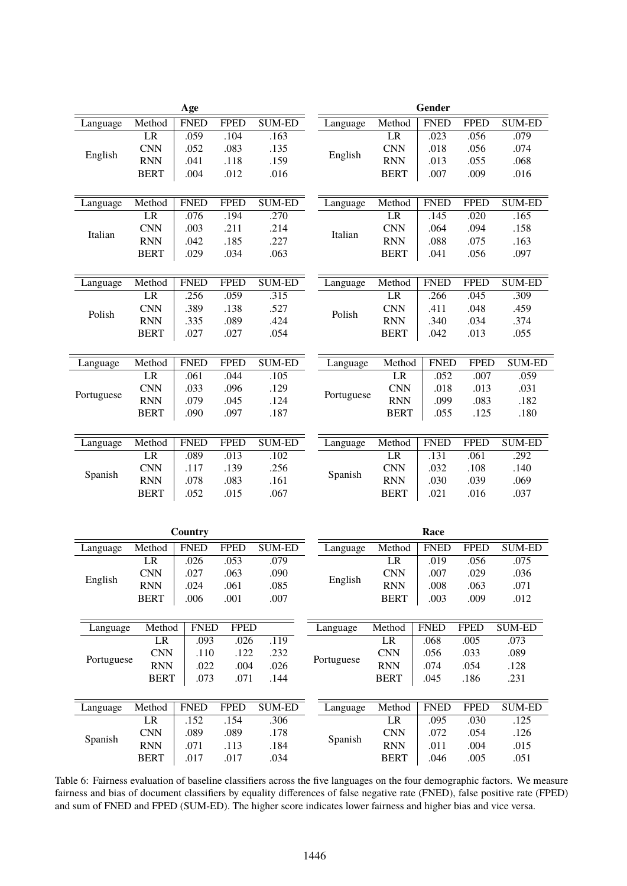**Age**

| Language | Method | FNED | FPED | SUM-ED |
|---|---|---|---|---|
| English | LR | .059 | .104 | .163 |
| | CNN | .052 | .083 | .135 |
| | RNN | .041 | .118 | .159 |
| | BERT | .004 | .012 | .016 |

| Language | Method | FNED | FPED | SUM-ED |
|---|---|---|---|---|
| Italian | LR | .076 | .194 | .270 |
| | CNN | .003 | .211 | .214 |
| | RNN | .042 | .185 | .227 |
| | BERT | .029 | .034 | .063 |

| Language | Method | FNED | FPED | SUM-ED |
|---|---|---|---|---|
| Polish | LR | .256 | .059 | .315 |
| | CNN | .389 | .138 | .527 |
| | RNN | .335 | .089 | .424 |
| | BERT | .027 | .027 | .054 |

| Language | Method | FNED | FPED | SUM-ED |
|---|---|---|---|---|
| Portuguese | LR | .061 | .044 | .105 |
| | CNN | .033 | .096 | .129 |
| | RNN | .079 | .045 | .124 |
| | BERT | .090 | .097 | .187 |

| Language | Method | FNED | FPED | SUM-ED |
|---|---|---|---|---|
| Spanish | LR | .089 | .013 | .102 |
| | CNN | .117 | .139 | .256 |
| | RNN | .078 | .083 | .161 |
| | BERT | .052 | .015 | .067 |

**Gender**

| Language | Method | FNED | FPED | SUM-ED |
|---|---|---|---|---|
| English | LR | .023 | .056 | .079 |
| | CNN | .018 | .056 | .074 |
| | RNN | .013 | .055 | .068 |
| | BERT | .007 | .009 | .016 |

| Language | Method | FNED | FPED | SUM-ED |
|---|---|---|---|---|
| Italian | LR | .145 | .020 | .165 |
| | CNN | .064 | .094 | .158 |
| | RNN | .088 | .075 | .163 |
| | BERT | .041 | .056 | .097 |

| Language | Method | FNED | FPED | SUM-ED |
|---|---|---|---|---|
| Polish | LR | .266 | .045 | .309 |
| | CNN | .411 | .048 | .459 |
| | RNN | .340 | .034 | .374 |
| | BERT | .042 | .013 | .055 |

| Language | Method | FNED | FPED | SUM-ED |
|---|---|---|---|---|
| Portuguese | LR | .052 | .007 | .059 |
| | CNN | .018 | .013 | .031 |
| | RNN | .099 | .083 | .182 |
| | BERT | .055 | .125 | .180 |

| Language | Method | FNED | FPED | SUM-ED |
|---|---|---|---|---|
| Spanish | LR | .131 | .061 | .292 |
| | CNN | .032 | .108 | .140 |
| | RNN | .030 | .039 | .069 |
| | BERT | .021 | .016 | .037 |

**Country**

| Language | Method | FNED | FPED | SUM-ED |
|---|---|---|---|---|
| English | LR | .026 | .053 | .079 |
| | CNN | .027 | .063 | .090 |
| | RNN | .024 | .061 | .085 |
| | BERT | .006 | .001 | .007 |

| Language | Method | FNED | FPED | |
|---|---|---|---|---|
| Portuguese | LR | .093 | .026 | .119 |
| | CNN | .110 | .122 | .232 |
| | RNN | .022 | .004 | .026 |
| | BERT | .073 | .071 | .144 |

| Language | Method | FNED | FPED | SUM-ED |
|---|---|---|---|---|
| Spanish | LR | .152 | .154 | .306 |
| | CNN | .089 | .089 | .178 |
| | RNN | .071 | .113 | .184 |
| | BERT | .017 | .017 | .034 |

**Race**

| Language | Method | FNED | FPED | SUM-ED |
|---|---|---|---|---|
| English | LR | .019 | .056 | .075 |
| | CNN | .007 | .029 | .036 |
| | RNN | .008 | .063 | .071 |
| | BERT | .003 | .009 | .012 |

| Language | Method | FNED | FPED | SUM-ED |
|---|---|---|---|---|
| Portuguese | LR | .068 | .005 | .073 |
| | CNN | .056 | .033 | .089 |
| | RNN | .074 | .054 | .128 |
| | BERT | .045 | .186 | .231 |

| Language | Method | FNED | FPED | SUM-ED |
|---|---|---|---|---|
| Spanish | LR | .095 | .030 | .125 |
| | CNN | .072 | .054 | .126 |
| | RNN | .011 | .004 | .015 |
| | BERT | .046 | .005 | .051 |

Table 6: Fairness evaluation of baseline classifiers across the five languages on the four demographic factors. We measure fairness and bias of document classifiers by equality differences of false negative rate (FNED), false positive rate (FPED) and sum of FNED and FPED (SUM-ED). The higher score indicates lower fairness and higher bias and vice versa.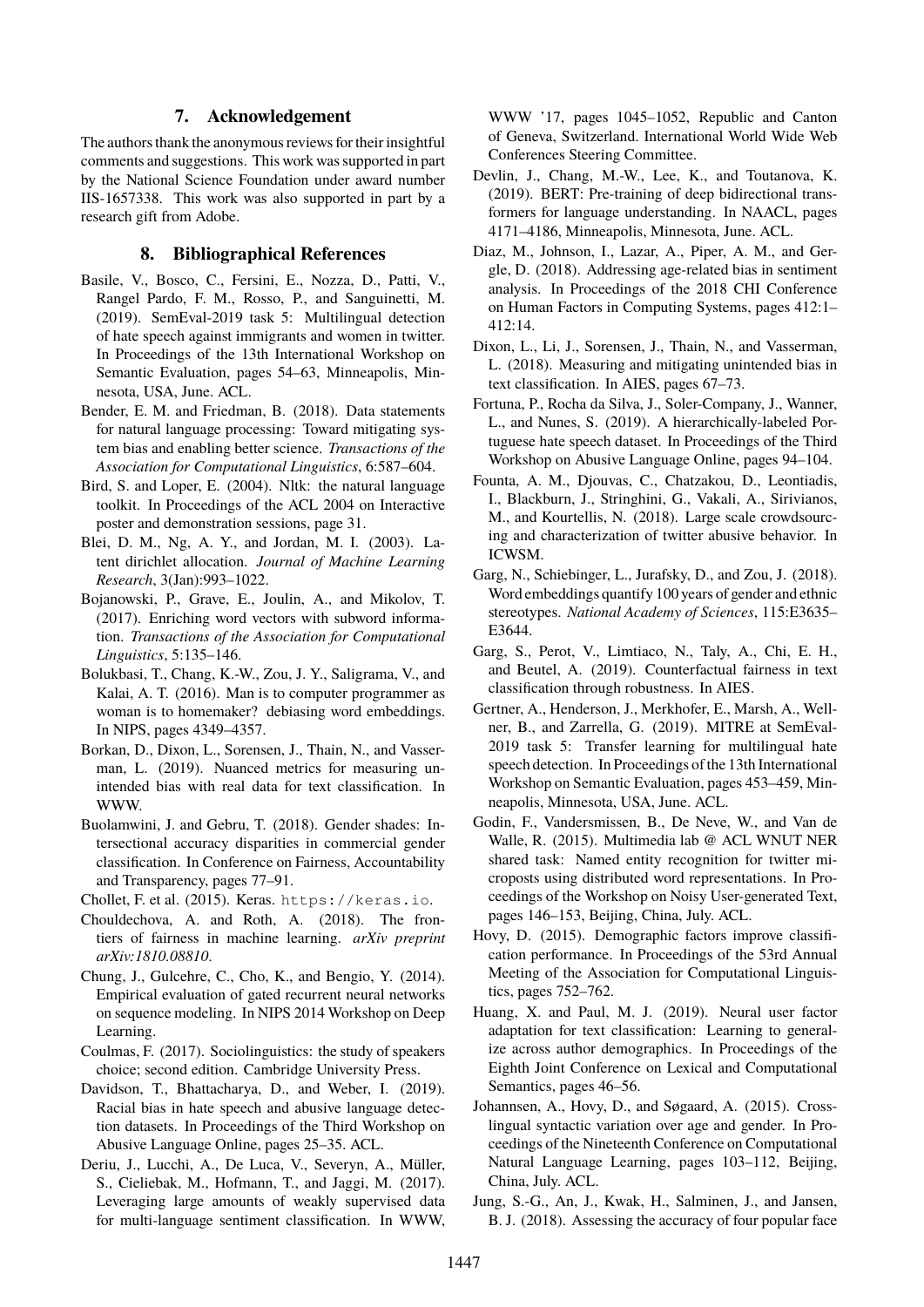## 7. Acknowledgement

The authors thank the anonymous reviews for their insightful comments and suggestions. This work was supported in part by the National Science Foundation under award number IIS-1657338. This work was also supported in part by a research gift from Adobe.

## 8. Bibliographical References

Basile, V., Bosco, C., Fersini, E., Nozza, D., Patti, V., Rangel Pardo, F. M., Rosso, P., and Sanguinetti, M. (2019). SemEval-2019 task 5: Multilingual detection of hate speech against immigrants and women in twitter. In Proceedings of the 13th International Workshop on Semantic Evaluation, pages 54–63, Minneapolis, Minnesota, USA, June. ACL.

Bender, E. M. and Friedman, B. (2018). Data statements for natural language processing: Toward mitigating system bias and enabling better science. *Transactions of the Association for Computational Linguistics*, 6:587–604.

Bird, S. and Loper, E. (2004). Nltk: the natural language toolkit. In Proceedings of the ACL 2004 on Interactive poster and demonstration sessions, page 31.

Blei, D. M., Ng, A. Y., and Jordan, M. I. (2003). Latent dirichlet allocation. *Journal of Machine Learning Research*, 3(Jan):993–1022.

Bojanowski, P., Grave, E., Joulin, A., and Mikolov, T. (2017). Enriching word vectors with subword information. *Transactions of the Association for Computational Linguistics*, 5:135–146.

Bolukbasi, T., Chang, K.-W., Zou, J. Y., Saligrama, V., and Kalai, A. T. (2016). Man is to computer programmer as woman is to homemaker? debiasing word embeddings. In NIPS, pages 4349–4357.

Borkan, D., Dixon, L., Sorensen, J., Thain, N., and Vasserman, L. (2019). Nuanced metrics for measuring unintended bias with real data for text classification. In WWW.

Buolamwini, J. and Gebru, T. (2018). Gender shades: Intersectional accuracy disparities in commercial gender classification. In Conference on Fairness, Accountability and Transparency, pages 77–91.

Chollet, F. et al. (2015). Keras. `https://keras.io`.

Chouldechova, A. and Roth, A. (2018). The frontiers of fairness in machine learning. *arXiv preprint arXiv:1810.08810*.

Chung, J., Gulcehre, C., Cho, K., and Bengio, Y. (2014). Empirical evaluation of gated recurrent neural networks on sequence modeling. In NIPS 2014 Workshop on Deep Learning.

Coulmas, F. (2017). Sociolinguistics: the study of speakers choice; second edition. Cambridge University Press.

Davidson, T., Bhattacharya, D., and Weber, I. (2019). Racial bias in hate speech and abusive language detection datasets. In Proceedings of the Third Workshop on Abusive Language Online, pages 25–35. ACL.

Deriu, J., Lucchi, A., De Luca, V., Severyn, A., Müller, S., Cieliebak, M., Hofmann, T., and Jaggi, M. (2017). Leveraging large amounts of weakly supervised data for multi-language sentiment classification. In WWW, WWW '17, pages 1045–1052, Republic and Canton of Geneva, Switzerland. International World Wide Web Conferences Steering Committee.

Devlin, J., Chang, M.-W., Lee, K., and Toutanova, K. (2019). BERT: Pre-training of deep bidirectional transformers for language understanding. In NAACL, pages 4171–4186, Minneapolis, Minnesota, June. ACL.

Diaz, M., Johnson, I., Lazar, A., Piper, A. M., and Gergle, D. (2018). Addressing age-related bias in sentiment analysis. In Proceedings of the 2018 CHI Conference on Human Factors in Computing Systems, pages 412:1–412:14.

Dixon, L., Li, J., Sorensen, J., Thain, N., and Vasserman, L. (2018). Measuring and mitigating unintended bias in text classification. In AIES, pages 67–73.

Fortuna, P., Rocha da Silva, J., Soler-Company, J., Wanner, L., and Nunes, S. (2019). A hierarchically-labeled Portuguese hate speech dataset. In Proceedings of the Third Workshop on Abusive Language Online, pages 94–104.

Founta, A. M., Djouvas, C., Chatzakou, D., Leontiadis, I., Blackburn, J., Stringhini, G., Vakali, A., Sirivianos, M., and Kourtellis, N. (2018). Large scale crowdsourcing and characterization of twitter abusive behavior. In ICWSM.

Garg, N., Schiebinger, L., Jurafsky, D., and Zou, J. (2018). Word embeddings quantify 100 years of gender and ethnic stereotypes. *National Academy of Sciences*, 115:E3635–E3644.

Garg, S., Perot, V., Limtiaco, N., Taly, A., Chi, E. H., and Beutel, A. (2019). Counterfactual fairness in text classification through robustness. In AIES.

Gertner, A., Henderson, J., Merkhofer, E., Marsh, A., Wellner, B., and Zarrella, G. (2019). MITRE at SemEval-2019 task 5: Transfer learning for multilingual hate speech detection. In Proceedings of the 13th International Workshop on Semantic Evaluation, pages 453–459, Minneapolis, Minnesota, USA, June. ACL.

Godin, F., Vandersmissen, B., De Neve, W., and Van de Walle, R. (2015). Multimedia lab @ ACL WNUT NER shared task: Named entity recognition for twitter microposts using distributed word representations. In Proceedings of the Workshop on Noisy User-generated Text, pages 146–153, Beijing, China, July. ACL.

Hovy, D. (2015). Demographic factors improve classification performance. In Proceedings of the 53rd Annual Meeting of the Association for Computational Linguistics, pages 752–762.

Huang, X. and Paul, M. J. (2019). Neural user factor adaptation for text classification: Learning to generalize across author demographics. In Proceedings of the Eighth Joint Conference on Lexical and Computational Semantics, pages 46–56.

Johannsen, A., Hovy, D., and Søgaard, A. (2015). Cross-lingual syntactic variation over age and gender. In Proceedings of the Nineteenth Conference on Computational Natural Language Learning, pages 103–112, Beijing, China, July. ACL.

Jung, S.-G., An, J., Kwak, H., Salminen, J., and Jansen, B. J. (2018). Assessing the accuracy of four popular face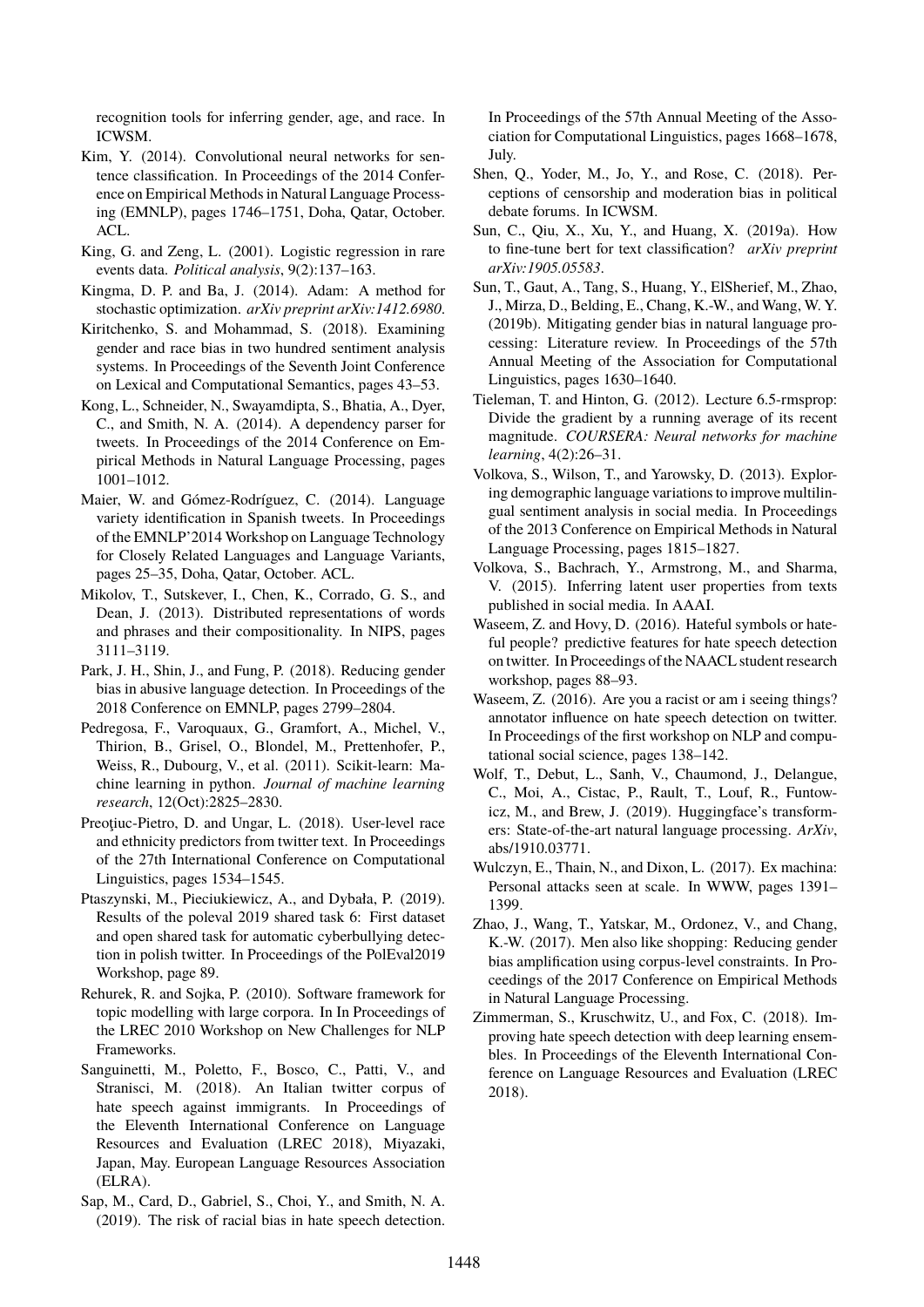recognition tools for inferring gender, age, and race. In ICWSM.

Kim, Y. (2014). Convolutional neural networks for sentence classification. In Proceedings of the 2014 Conference on Empirical Methods in Natural Language Processing (EMNLP), pages 1746–1751, Doha, Qatar, October. ACL.

King, G. and Zeng, L. (2001). Logistic regression in rare events data. *Political analysis*, 9(2):137–163.

Kingma, D. P. and Ba, J. (2014). Adam: A method for stochastic optimization. *arXiv preprint arXiv:1412.6980*.

Kiritchenko, S. and Mohammad, S. (2018). Examining gender and race bias in two hundred sentiment analysis systems. In Proceedings of the Seventh Joint Conference on Lexical and Computational Semantics, pages 43–53.

Kong, L., Schneider, N., Swayamdipta, S., Bhatia, A., Dyer, C., and Smith, N. A. (2014). A dependency parser for tweets. In Proceedings of the 2014 Conference on Empirical Methods in Natural Language Processing, pages 1001–1012.

Maier, W. and Gómez-Rodríguez, C. (2014). Language variety identification in Spanish tweets. In Proceedings of the EMNLP'2014 Workshop on Language Technology for Closely Related Languages and Language Variants, pages 25–35, Doha, Qatar, October. ACL.

Mikolov, T., Sutskever, I., Chen, K., Corrado, G. S., and Dean, J. (2013). Distributed representations of words and phrases and their compositionality. In NIPS, pages 3111–3119.

Park, J. H., Shin, J., and Fung, P. (2018). Reducing gender bias in abusive language detection. In Proceedings of the 2018 Conference on EMNLP, pages 2799–2804.

Pedregosa, F., Varoquaux, G., Gramfort, A., Michel, V., Thirion, B., Grisel, O., Blondel, M., Prettenhofer, P., Weiss, R., Dubourg, V., et al. (2011). Scikit-learn: Machine learning in python. *Journal of machine learning research*, 12(Oct):2825–2830.

Preoţiuc-Pietro, D. and Ungar, L. (2018). User-level race and ethnicity predictors from twitter text. In Proceedings of the 27th International Conference on Computational Linguistics, pages 1534–1545.

Ptaszynski, M., Pieciukiewicz, A., and Dybała, P. (2019). Results of the poleval 2019 shared task 6: First dataset and open shared task for automatic cyberbullying detection in polish twitter. In Proceedings of the PolEval2019 Workshop, page 89.

Rehurek, R. and Sojka, P. (2010). Software framework for topic modelling with large corpora. In In Proceedings of the LREC 2010 Workshop on New Challenges for NLP Frameworks.

Sanguinetti, M., Poletto, F., Bosco, C., Patti, V., and Stranisci, M. (2018). An Italian twitter corpus of hate speech against immigrants. In Proceedings of the Eleventh International Conference on Language Resources and Evaluation (LREC 2018), Miyazaki, Japan, May. European Language Resources Association (ELRA).

Sap, M., Card, D., Gabriel, S., Choi, Y., and Smith, N. A. (2019). The risk of racial bias in hate speech detection. In Proceedings of the 57th Annual Meeting of the Association for Computational Linguistics, pages 1668–1678, July.

Shen, Q., Yoder, M., Jo, Y., and Rose, C. (2018). Perceptions of censorship and moderation bias in political debate forums. In ICWSM.

Sun, C., Qiu, X., Xu, Y., and Huang, X. (2019a). How to fine-tune bert for text classification? *arXiv preprint arXiv:1905.05583*.

Sun, T., Gaut, A., Tang, S., Huang, Y., ElSherief, M., Zhao, J., Mirza, D., Belding, E., Chang, K.-W., and Wang, W. Y. (2019b). Mitigating gender bias in natural language processing: Literature review. In Proceedings of the 57th Annual Meeting of the Association for Computational Linguistics, pages 1630–1640.

Tieleman, T. and Hinton, G. (2012). Lecture 6.5-rmsprop: Divide the gradient by a running average of its recent magnitude. *COURSERA: Neural networks for machine learning*, 4(2):26–31.

Volkova, S., Wilson, T., and Yarowsky, D. (2013). Exploring demographic language variations to improve multilingual sentiment analysis in social media. In Proceedings of the 2013 Conference on Empirical Methods in Natural Language Processing, pages 1815–1827.

Volkova, S., Bachrach, Y., Armstrong, M., and Sharma, V. (2015). Inferring latent user properties from texts published in social media. In AAAI.

Waseem, Z. and Hovy, D. (2016). Hateful symbols or hateful people? predictive features for hate speech detection on twitter. In Proceedings of the NAACL student research workshop, pages 88–93.

Waseem, Z. (2016). Are you a racist or am i seeing things? annotator influence on hate speech detection on twitter. In Proceedings of the first workshop on NLP and computational social science, pages 138–142.

Wolf, T., Debut, L., Sanh, V., Chaumond, J., Delangue, C., Moi, A., Cistac, P., Rault, T., Louf, R., Funtowicz, M., and Brew, J. (2019). Huggingface's transformers: State-of-the-art natural language processing. *ArXiv*, abs/1910.03771.

Wulczyn, E., Thain, N., and Dixon, L. (2017). Ex machina: Personal attacks seen at scale. In WWW, pages 1391–1399.

Zhao, J., Wang, T., Yatskar, M., Ordonez, V., and Chang, K.-W. (2017). Men also like shopping: Reducing gender bias amplification using corpus-level constraints. In Proceedings of the 2017 Conference on Empirical Methods in Natural Language Processing.

Zimmerman, S., Kruschwitz, U., and Fox, C. (2018). Improving hate speech detection with deep learning ensembles. In Proceedings of the Eleventh International Conference on Language Resources and Evaluation (LREC 2018).